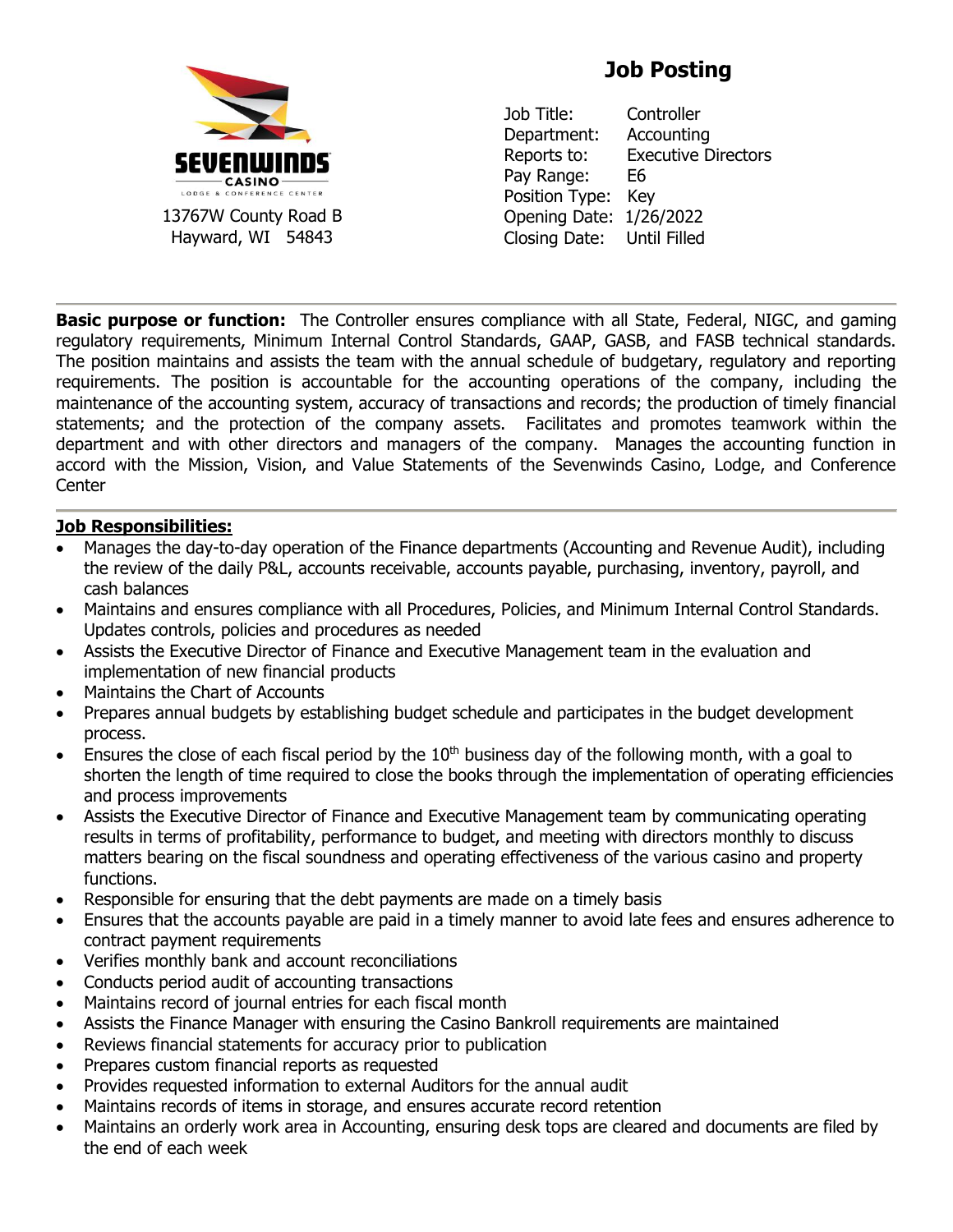SEVENWINDS CASINO
LODGE & CONFERENCE CENTER

13767W County Road B
Hayward, WI 54843

# Job Posting

Job Title: Controller
Department: Accounting
Reports to: Executive Directors
Pay Range: E6
Position Type: Key
Opening Date: 1/26/2022
Closing Date: Until Filled

---

**Basic purpose or function:** The Controller ensures compliance with all State, Federal, NIGC, and gaming regulatory requirements, Minimum Internal Control Standards, GAAP, GASB, and FASB technical standards. The position maintains and assists the team with the annual schedule of budgetary, regulatory and reporting requirements. The position is accountable for the accounting operations of the company, including the maintenance of the accounting system, accuracy of transactions and records; the production of timely financial statements; and the protection of the company assets. Facilitates and promotes teamwork within the department and with other directors and managers of the company. Manages the accounting function in accord with the Mission, Vision, and Value Statements of the Sevenwinds Casino, Lodge, and Conference Center

---

**Job Responsibilities:**

- Manages the day-to-day operation of the Finance departments (Accounting and Revenue Audit), including the review of the daily P&L, accounts receivable, accounts payable, purchasing, inventory, payroll, and cash balances
- Maintains and ensures compliance with all Procedures, Policies, and Minimum Internal Control Standards. Updates controls, policies and procedures as needed
- Assists the Executive Director of Finance and Executive Management team in the evaluation and implementation of new financial products
- Maintains the Chart of Accounts
- Prepares annual budgets by establishing budget schedule and participates in the budget development process.
- Ensures the close of each fiscal period by the 10th business day of the following month, with a goal to shorten the length of time required to close the books through the implementation of operating efficiencies and process improvements
- Assists the Executive Director of Finance and Executive Management team by communicating operating results in terms of profitability, performance to budget, and meeting with directors monthly to discuss matters bearing on the fiscal soundness and operating effectiveness of the various casino and property functions.
- Responsible for ensuring that the debt payments are made on a timely basis
- Ensures that the accounts payable are paid in a timely manner to avoid late fees and ensures adherence to contract payment requirements
- Verifies monthly bank and account reconciliations
- Conducts period audit of accounting transactions
- Maintains record of journal entries for each fiscal month
- Assists the Finance Manager with ensuring the Casino Bankroll requirements are maintained
- Reviews financial statements for accuracy prior to publication
- Prepares custom financial reports as requested
- Provides requested information to external Auditors for the annual audit
- Maintains records of items in storage, and ensures accurate record retention
- Maintains an orderly work area in Accounting, ensuring desk tops are cleared and documents are filed by the end of each week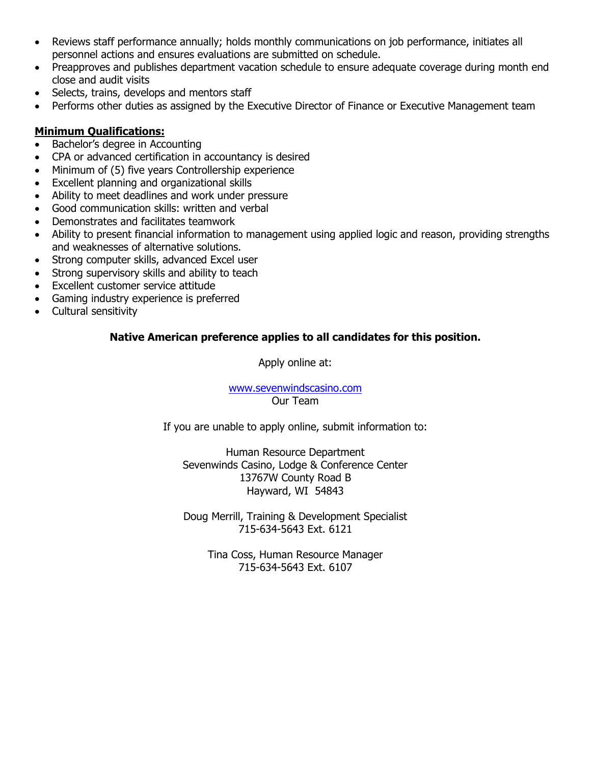- Reviews staff performance annually; holds monthly communications on job performance, initiates all personnel actions and ensures evaluations are submitted on schedule.
- Preapproves and publishes department vacation schedule to ensure adequate coverage during month end close and audit visits
- Selects, trains, develops and mentors staff
- Performs other duties as assigned by the Executive Director of Finance or Executive Management team

**Minimum Qualifications:**

- Bachelor's degree in Accounting
- CPA or advanced certification in accountancy is desired
- Minimum of (5) five years Controllership experience
- Excellent planning and organizational skills
- Ability to meet deadlines and work under pressure
- Good communication skills: written and verbal
- Demonstrates and facilitates teamwork
- Ability to present financial information to management using applied logic and reason, providing strengths and weaknesses of alternative solutions.
- Strong computer skills, advanced Excel user
- Strong supervisory skills and ability to teach
- Excellent customer service attitude
- Gaming industry experience is preferred
- Cultural sensitivity

**Native American preference applies to all candidates for this position.**

Apply online at:

www.sevenwindscasino.com
Our Team

If you are unable to apply online, submit information to:

Human Resource Department
Sevenwinds Casino, Lodge & Conference Center
13767W County Road B
Hayward, WI 54843

Doug Merrill, Training & Development Specialist
715-634-5643 Ext. 6121

Tina Coss, Human Resource Manager
715-634-5643 Ext. 6107